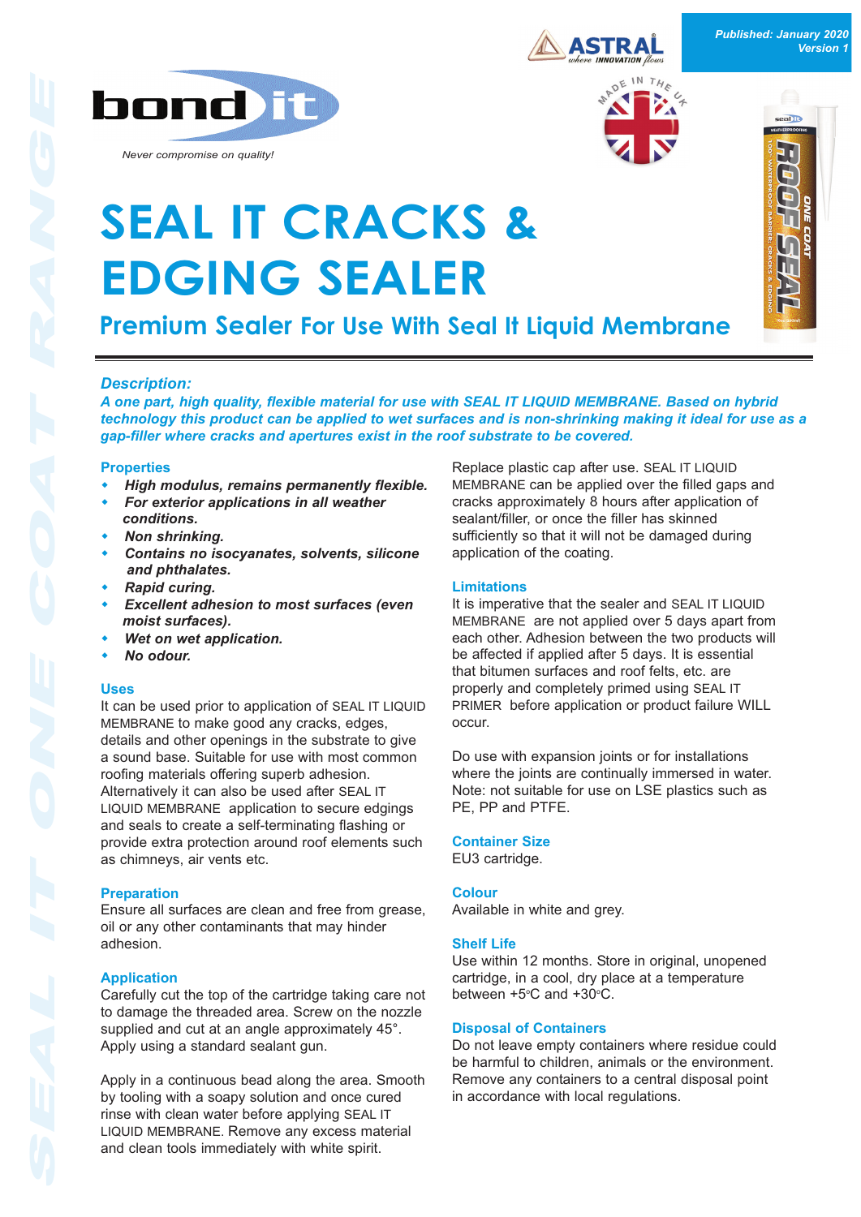Published: January 2020
Version 1

bond it

*Never compromise on quality!*

# SEAL IT CRACKS & EDGING SEALER

## Premium Sealer For Use With Seal It Liquid Membrane

### *Description:*

***A one part, high quality, flexible material for use with SEAL IT LIQUID MEMBRANE. Based on hybrid technology this product can be applied to wet surfaces and is non-shrinking making it ideal for use as a gap-filler where cracks and apertures exist in the roof substrate to be covered.***

### Properties

- ***High modulus, remains permanently flexible.***
- ***For exterior applications in all weather conditions.***
- ***Non shrinking.***
- ***Contains no isocyanates, solvents, silicone and phthalates.***
- ***Rapid curing.***
- ***Excellent adhesion to most surfaces (even moist surfaces).***
- ***Wet on wet application.***
- ***No odour.***

### Uses

It can be used prior to application of SEAL IT LIQUID MEMBRANE to make good any cracks, edges, details and other openings in the substrate to give a sound base. Suitable for use with most common roofing materials offering superb adhesion. Alternatively it can also be used after SEAL IT LIQUID MEMBRANE application to secure edgings and seals to create a self-terminating flashing or provide extra protection around roof elements such as chimneys, air vents etc.

### Preparation

Ensure all surfaces are clean and free from grease, oil or any other contaminants that may hinder adhesion.

### Application

Carefully cut the top of the cartridge taking care not to damage the threaded area. Screw on the nozzle supplied and cut at an angle approximately 45°. Apply using a standard sealant gun.

Apply in a continuous bead along the area. Smooth by tooling with a soapy solution and once cured rinse with clean water before applying SEAL IT LIQUID MEMBRANE. Remove any excess material and clean tools immediately with white spirit.

Replace plastic cap after use. SEAL IT LIQUID MEMBRANE can be applied over the filled gaps and cracks approximately 8 hours after application of sealant/filler, or once the filler has skinned sufficiently so that it will not be damaged during application of the coating.

### Limitations

It is imperative that the sealer and SEAL IT LIQUID MEMBRANE are not applied over 5 days apart from each other. Adhesion between the two products will be affected if applied after 5 days. It is essential that bitumen surfaces and roof felts, etc. are properly and completely primed using SEAL IT PRIMER before application or product failure WILL occur.

Do use with expansion joints or for installations where the joints are continually immersed in water. Note: not suitable for use on LSE plastics such as PE, PP and PTFE.

### Container Size

EU3 cartridge.

### Colour

Available in white and grey.

### Shelf Life

Use within 12 months. Store in original, unopened cartridge, in a cool, dry place at a temperature between +5°C and +30°C.

### Disposal of Containers

Do not leave empty containers where residue could be harmful to children, animals or the environment. Remove any containers to a central disposal point in accordance with local regulations.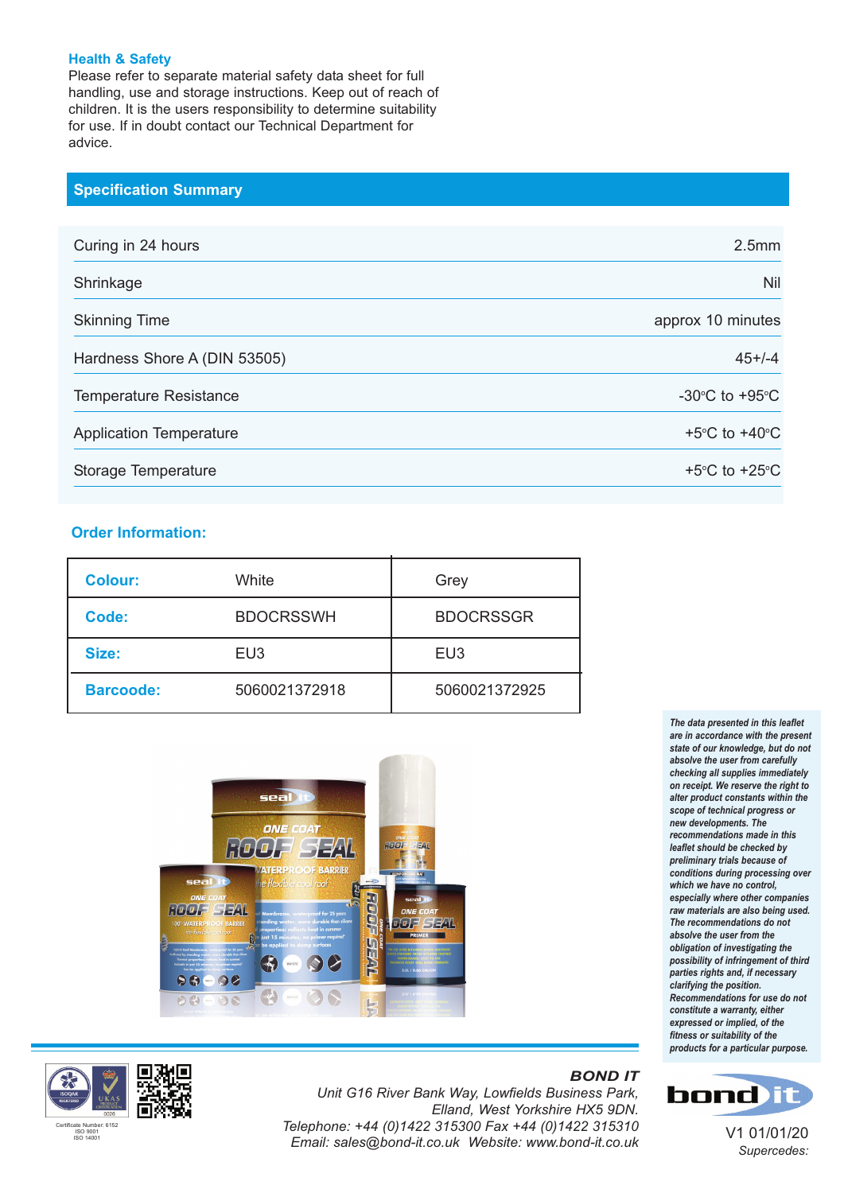## Health & Safety

Please refer to separate material safety data sheet for full handling, use and storage instructions. Keep out of reach of children. It is the users responsibility to determine suitability for use. If in doubt contact our Technical Department for advice.

## Specification Summary

| | |
|---|---|
| Curing in 24 hours | 2.5mm |
| Shrinkage | Nil |
| Skinning Time | approx 10 minutes |
| Hardness Shore A (DIN 53505) | 45+/-4 |
| Temperature Resistance | -30°C to +95°C |
| Application Temperature | +5°C to +40°C |
| Storage Temperature | +5°C to +25°C |

## Order Information:

| | | |
|---|---|---|
| **Colour:** | White | Grey |
| **Code:** | BDOCRSSWH | BDOCRSSGR |
| **Size:** | EU3 | EU3 |
| **Barcoode:** | 5060021372918 | 5060021372925 |

*The data presented in this leaflet are in accordance with the present state of our knowledge, but do not absolve the user from carefully checking all supplies immediately on receipt. We reserve the right to alter product constants within the scope of technical progress or new developments. The recommendations made in this leaflet should be checked by preliminary trials because of conditions during processing over which we have no control, especially where other companies raw materials are also being used. The recommendations do not absolve the user from the obligation of investigating the possibility of infringement of third parties rights and, if necessary clarifying the position. Recommendations for use do not constitute a warranty, either expressed or implied, of the fitness or suitability of the products for a particular purpose.*

Certificate Number: 6152
ISO 9001
ISO 14001

***BOND IT***
*Unit G16 River Bank Way, Lowfields Business Park, Elland, West Yorkshire HX5 9DN.*
*Telephone: +44 (0)1422 315300 Fax +44 (0)1422 315310*
*Email: sales@bond-it.co.uk Website: www.bond-it.co.uk*

V1 01/01/20
*Supercedes:*